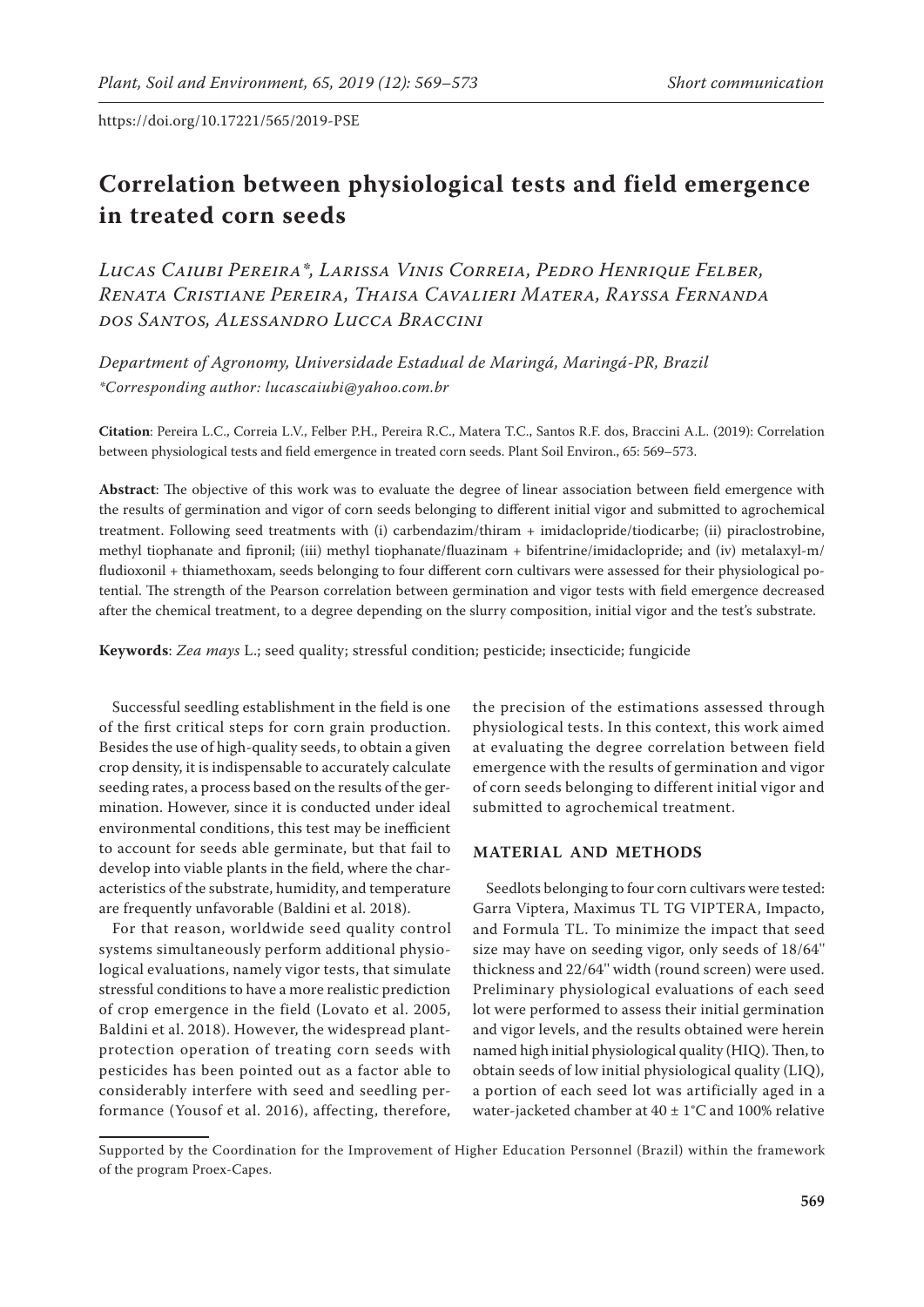https://doi.org/10.17221/565/2019-PSE

# Correlation between physiological tests and field emergence in treated corn seeds

*Lucas Caiubi Pereira\*, Larissa Vinis Correia, Pedro Henrique Felber, Renata Cristiane Pereira, Thaisa Cavalieri Matera, Rayssa Fernanda dos Santos, Alessandro Lucca Braccini*

*Department of Agronomy, Universidade Estadual de Maringá, Maringá-PR, Brazil*
*\*Corresponding author: lucascaiubi@yahoo.com.br*

**Citation**: Pereira L.C., Correia L.V., Felber P.H., Pereira R.C., Matera T.C., Santos R.F. dos, Braccini A.L. (2019): Correlation between physiological tests and field emergence in treated corn seeds. Plant Soil Environ., 65: 569–573.

**Abstract**: The objective of this work was to evaluate the degree of linear association between field emergence with the results of germination and vigor of corn seeds belonging to different initial vigor and submitted to agrochemical treatment. Following seed treatments with (i) carbendazim/thiram + imidaclopride/tiodicarbe; (ii) piraclostrobine, methyl tiophanate and fipronil; (iii) methyl tiophanate/fluazinam + bifentrine/imidaclopride; and (iv) metalaxyl-m/fludioxonil + thiamethoxam, seeds belonging to four different corn cultivars were assessed for their physiological potential. The strength of the Pearson correlation between germination and vigor tests with field emergence decreased after the chemical treatment, to a degree depending on the slurry composition, initial vigor and the test's substrate.

**Keywords**: *Zea mays* L.; seed quality; stressful condition; pesticide; insecticide; fungicide

Successful seedling establishment in the field is one of the first critical steps for corn grain production. Besides the use of high-quality seeds, to obtain a given crop density, it is indispensable to accurately calculate seeding rates, a process based on the results of the germination. However, since it is conducted under ideal environmental conditions, this test may be inefficient to account for seeds able germinate, but that fail to develop into viable plants in the field, where the characteristics of the substrate, humidity, and temperature are frequently unfavorable (Baldini et al. 2018).

For that reason, worldwide seed quality control systems simultaneously perform additional physiological evaluations, namely vigor tests, that simulate stressful conditions to have a more realistic prediction of crop emergence in the field (Lovato et al. 2005, Baldini et al. 2018). However, the widespread plant-protection operation of treating corn seeds with pesticides has been pointed out as a factor able to considerably interfere with seed and seedling performance (Yousof et al. 2016), affecting, therefore, the precision of the estimations assessed through physiological tests. In this context, this work aimed at evaluating the degree correlation between field emergence with the results of germination and vigor of corn seeds belonging to different initial vigor and submitted to agrochemical treatment.

## MATERIAL AND METHODS

Seedlots belonging to four corn cultivars were tested: Garra Viptera, Maximus TL TG VIPTERA, Impacto, and Formula TL. To minimize the impact that seed size may have on seeding vigor, only seeds of 18/64'' thickness and 22/64'' width (round screen) were used. Preliminary physiological evaluations of each seed lot were performed to assess their initial germination and vigor levels, and the results obtained were herein named high initial physiological quality (HIQ). Then, to obtain seeds of low initial physiological quality (LIQ), a portion of each seed lot was artificially aged in a water-jacketed chamber at 40 ± 1°C and 100% relative

Supported by the Coordination for the Improvement of Higher Education Personnel (Brazil) within the framework of the program Proex-Capes.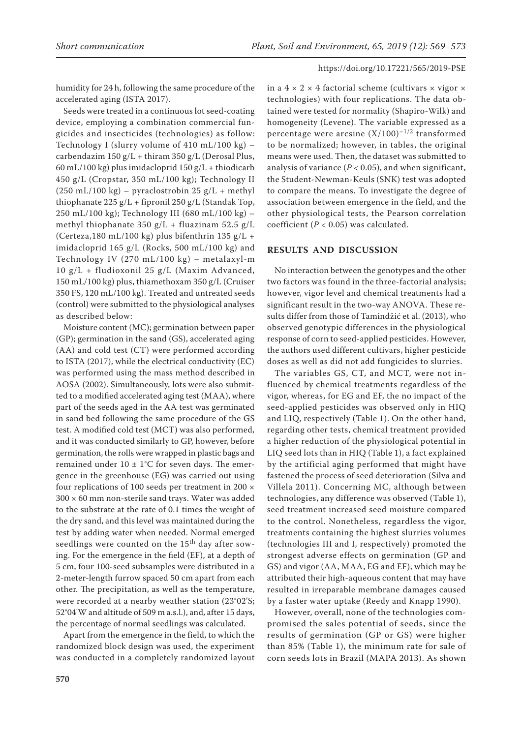humidity for 24 h, following the same procedure of the accelerated aging (ISTA 2017).

Seeds were treated in a continuous lot seed-coating device, employing a combination commercial fungicides and insecticides (technologies) as follow: Technology I (slurry volume of 410 mL/100 kg) – carbendazim 150 g/L + thiram 350 g/L (Derosal Plus, 60 mL/100 kg) plus imidacloprid 150 g/L + thiodicarb 450 g/L (Cropstar, 350 mL/100 kg); Technology II (250 mL/100 kg) – pyraclostrobin 25 g/L + methyl thiophanate 225 g/L + fipronil 250 g/L (Standak Top, 250 mL/100 kg); Technology III (680 mL/100 kg) – methyl thiophanate 350 g/L + fluazinam 52.5 g/L (Certeza,180 mL/100 kg) plus bifenthrin 135 g/L + imidacloprid 165 g/L (Rocks, 500 mL/100 kg) and Technology IV (270 mL/100 kg) – metalaxyl-m 10 g/L + fludioxonil 25 g/L (Maxim Advanced, 150 mL/100 kg) plus, thiamethoxam 350 g/L (Cruiser 350 FS, 120 mL/100 kg). Treated and untreated seeds (control) were submitted to the physiological analyses as described below:

Moisture content (MC); germination between paper (GP); germination in the sand (GS), accelerated aging (AA) and cold test (CT) were performed according to ISTA (2017), while the electrical conductivity (EC) was performed using the mass method described in AOSA (2002). Simultaneously, lots were also submitted to a modified accelerated aging test (MAA), where part of the seeds aged in the AA test was germinated in sand bed following the same procedure of the GS test. A modified cold test (MCT) was also performed, and it was conducted similarly to GP, however, before germination, the rolls were wrapped in plastic bags and remained under 10 ± 1°C for seven days. The emergence in the greenhouse (EG) was carried out using four replications of 100 seeds per treatment in 200 × 300 × 60 mm non-sterile sand trays. Water was added to the substrate at the rate of 0.1 times the weight of the dry sand, and this level was maintained during the test by adding water when needed. Normal emerged seedlings were counted on the 15th day after sowing. For the emergence in the field (EF), at a depth of 5 cm, four 100-seed subsamples were distributed in a 2-meter-length furrow spaced 50 cm apart from each other. The precipitation, as well as the temperature, were recorded at a nearby weather station (23°02'S; 52°04'W and altitude of 509 m a.s.l.), and, after 15 days, the percentage of normal seedlings was calculated.

Apart from the emergence in the field, to which the randomized block design was used, the experiment was conducted in a completely randomized layout in a 4 × 2 × 4 factorial scheme (cultivars × vigor × technologies) with four replications. The data obtained were tested for normality (Shapiro-Wilk) and homogeneity (Levene). The variable expressed as a percentage were arcsine $(X/100)^{-1/2}$ transformed to be normalized; however, in tables, the original means were used. Then, the dataset was submitted to analysis of variance ($P < 0.05$), and when significant, the Student-Newman-Keuls (SNK) test was adopted to compare the means. To investigate the degree of association between emergence in the field, and the other physiological tests, the Pearson correlation coefficient ($P < 0.05$) was calculated.

## RESULTS AND DISCUSSION

No interaction between the genotypes and the other two factors was found in the three-factorial analysis; however, vigor level and chemical treatments had a significant result in the two-way ANOVA. These results differ from those of Tamindžić et al. (2013), who observed genotypic differences in the physiological response of corn to seed-applied pesticides. However, the authors used different cultivars, higher pesticide doses as well as did not add fungicides to slurries.

The variables GS, CT, and MCT, were not influenced by chemical treatments regardless of the vigor, whereas, for EG and EF, the no impact of the seed-applied pesticides was observed only in HIQ and LIQ, respectively (Table 1). On the other hand, regarding other tests, chemical treatment provided a higher reduction of the physiological potential in LIQ seed lots than in HIQ (Table 1), a fact explained by the artificial aging performed that might have fastened the process of seed deterioration (Silva and Villela 2011). Concerning MC, although between technologies, any difference was observed (Table 1), seed treatment increased seed moisture compared to the control. Nonetheless, regardless the vigor, treatments containing the highest slurries volumes (technologies III and I, respectively) promoted the strongest adverse effects on germination (GP and GS) and vigor (AA, MAA, EG and EF), which may be attributed their high-aqueous content that may have resulted in irreparable membrane damages caused by a faster water uptake (Reedy and Knapp 1990).

However, overall, none of the technologies compromised the sales potential of seeds, since the results of germination (GP or GS) were higher than 85% (Table 1), the minimum rate for sale of corn seeds lots in Brazil (MAPA 2013). As shown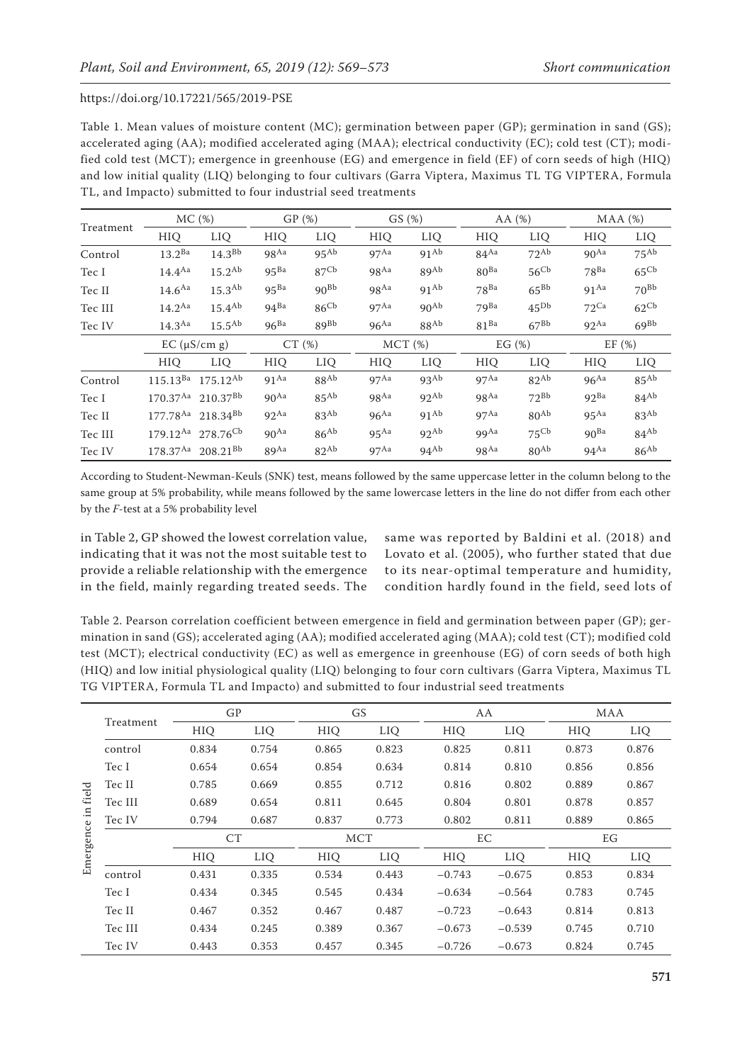Table 1. Mean values of moisture content (MC); germination between paper (GP); germination in sand (GS); accelerated aging (AA); modified accelerated aging (MAA); electrical conductivity (EC); cold test (CT); modified cold test (MCT); emergence in greenhouse (EG) and emergence in field (EF) of corn seeds of high (HIQ) and low initial quality (LIQ) belonging to four cultivars (Garra Viptera, Maximus TL TG VIPTERA, Formula TL, and Impacto) submitted to four industrial seed treatments

| Treatment | MC (%) | | GP (%) | | GS (%) | | AA (%) | | MAA (%) | |
|---|---|---|---|---|---|---|---|---|---|---|
| | HIQ | LIQ | HIQ | LIQ | HIQ | LIQ | HIQ | LIQ | HIQ | LIQ |
| Control | $13.2^{Ba}$ | $14.3^{Bb}$ | $98^{Aa}$ | $95^{Ab}$ | $97^{Aa}$ | $91^{Ab}$ | $84^{Aa}$ | $72^{Ab}$ | $90^{Aa}$ | $75^{Ab}$ |
| Tec I | $14.4^{Aa}$ | $15.2^{Ab}$ | $95^{Ba}$ | $87^{Cb}$ | $98^{Aa}$ | $89^{Ab}$ | $80^{Ba}$ | $56^{Cb}$ | $78^{Ba}$ | $65^{Cb}$ |
| Tec II | $14.6^{Aa}$ | $15.3^{Ab}$ | $95^{Ba}$ | $90^{Bb}$ | $98^{Aa}$ | $91^{Ab}$ | $78^{Ba}$ | $65^{Bb}$ | $91^{Aa}$ | $70^{Bb}$ |
| Tec III | $14.2^{Aa}$ | $15.4^{Ab}$ | $94^{Ba}$ | $86^{Cb}$ | $97^{Aa}$ | $90^{Ab}$ | $79^{Ba}$ | $45^{Db}$ | $72^{Ca}$ | $62^{Cb}$ |
| Tec IV | $14.3^{Aa}$ | $15.5^{Ab}$ | $96^{Ba}$ | $89^{Bb}$ | $96^{Aa}$ | $88^{Ab}$ | $81^{Ba}$ | $67^{Bb}$ | $92^{Aa}$ | $69^{Bb}$ |
| | EC (μS/cm g) | | CT (%) | | MCT (%) | | EG (%) | | EF (%) | |
| | HIQ | LIQ | HIQ | LIQ | HIQ | LIQ | HIQ | LIQ | HIQ | LIQ |
| Control | $115.13^{Ba}$ | $175.12^{Ab}$ | $91^{Aa}$ | $88^{Ab}$ | $97^{Aa}$ | $93^{Ab}$ | $97^{Aa}$ | $82^{Ab}$ | $96^{Aa}$ | $85^{Ab}$ |
| Tec I | $170.37^{Aa}$ | $210.37^{Bb}$ | $90^{Aa}$ | $85^{Ab}$ | $98^{Aa}$ | $92^{Ab}$ | $98^{Aa}$ | $72^{Bb}$ | $92^{Ba}$ | $84^{Ab}$ |
| Tec II | $177.78^{Aa}$ | $218.34^{Bb}$ | $92^{Aa}$ | $83^{Ab}$ | $96^{Aa}$ | $91^{Ab}$ | $97^{Aa}$ | $80^{Ab}$ | $95^{Aa}$ | $83^{Ab}$ |
| Tec III | $179.12^{Aa}$ | $278.76^{Cb}$ | $90^{Aa}$ | $86^{Ab}$ | $95^{Aa}$ | $92^{Ab}$ | $99^{Aa}$ | $75^{Cb}$ | $90^{Ba}$ | $84^{Ab}$ |
| Tec IV | $178.37^{Aa}$ | $208.21^{Bb}$ | $89^{Aa}$ | $82^{Ab}$ | $97^{Aa}$ | $94^{Ab}$ | $98^{Aa}$ | $80^{Ab}$ | $94^{Aa}$ | $86^{Ab}$ |

According to Student-Newman-Keuls (SNK) test, means followed by the same uppercase letter in the column belong to the same group at 5% probability, while means followed by the same lowercase letters in the line do not differ from each other by the *F*-test at a 5% probability level

in Table 2, GP showed the lowest correlation value, indicating that it was not the most suitable test to provide a reliable relationship with the emergence in the field, mainly regarding treated seeds. The same was reported by Baldini et al. (2018) and Lovato et al. (2005), who further stated that due to its near-optimal temperature and humidity, condition hardly found in the field, seed lots of

Table 2. Pearson correlation coefficient between emergence in field and germination between paper (GP); germination in sand (GS); accelerated aging (AA); modified accelerated aging (MAA); cold test (CT); modified cold test (MCT); electrical conductivity (EC) as well as emergence in greenhouse (EG) of corn seeds of both high (HIQ) and low initial physiological quality (LIQ) belonging to four corn cultivars (Garra Viptera, Maximus TL TG VIPTERA, Formula TL and Impacto) and submitted to four industrial seed treatments

| | Treatment | GP | | GS | | AA | | MAA | |
|---|---|---|---|---|---|---|---|---|---|
| | | HIQ | LIQ | HIQ | LIQ | HIQ | LIQ | HIQ | LIQ |
| Emergence in field | control | 0.834 | 0.754 | 0.865 | 0.823 | 0.825 | 0.811 | 0.873 | 0.876 |
| | Tec I | 0.654 | 0.654 | 0.854 | 0.634 | 0.814 | 0.810 | 0.856 | 0.856 |
| | Tec II | 0.785 | 0.669 | 0.855 | 0.712 | 0.816 | 0.802 | 0.889 | 0.867 |
| | Tec III | 0.689 | 0.654 | 0.811 | 0.645 | 0.804 | 0.801 | 0.878 | 0.857 |
| | Tec IV | 0.794 | 0.687 | 0.837 | 0.773 | 0.802 | 0.811 | 0.889 | 0.865 |
| | | CT | | MCT | | EC | | EG | |
| | | HIQ | LIQ | HIQ | LIQ | HIQ | LIQ | HIQ | LIQ |
| | control | 0.431 | 0.335 | 0.534 | 0.443 | −0.743 | −0.675 | 0.853 | 0.834 |
| | Tec I | 0.434 | 0.345 | 0.545 | 0.434 | −0.634 | −0.564 | 0.783 | 0.745 |
| | Tec II | 0.467 | 0.352 | 0.467 | 0.487 | −0.723 | −0.643 | 0.814 | 0.813 |
| | Tec III | 0.434 | 0.245 | 0.389 | 0.367 | −0.673 | −0.539 | 0.745 | 0.710 |
| | Tec IV | 0.443 | 0.353 | 0.457 | 0.345 | −0.726 | −0.673 | 0.824 | 0.745 |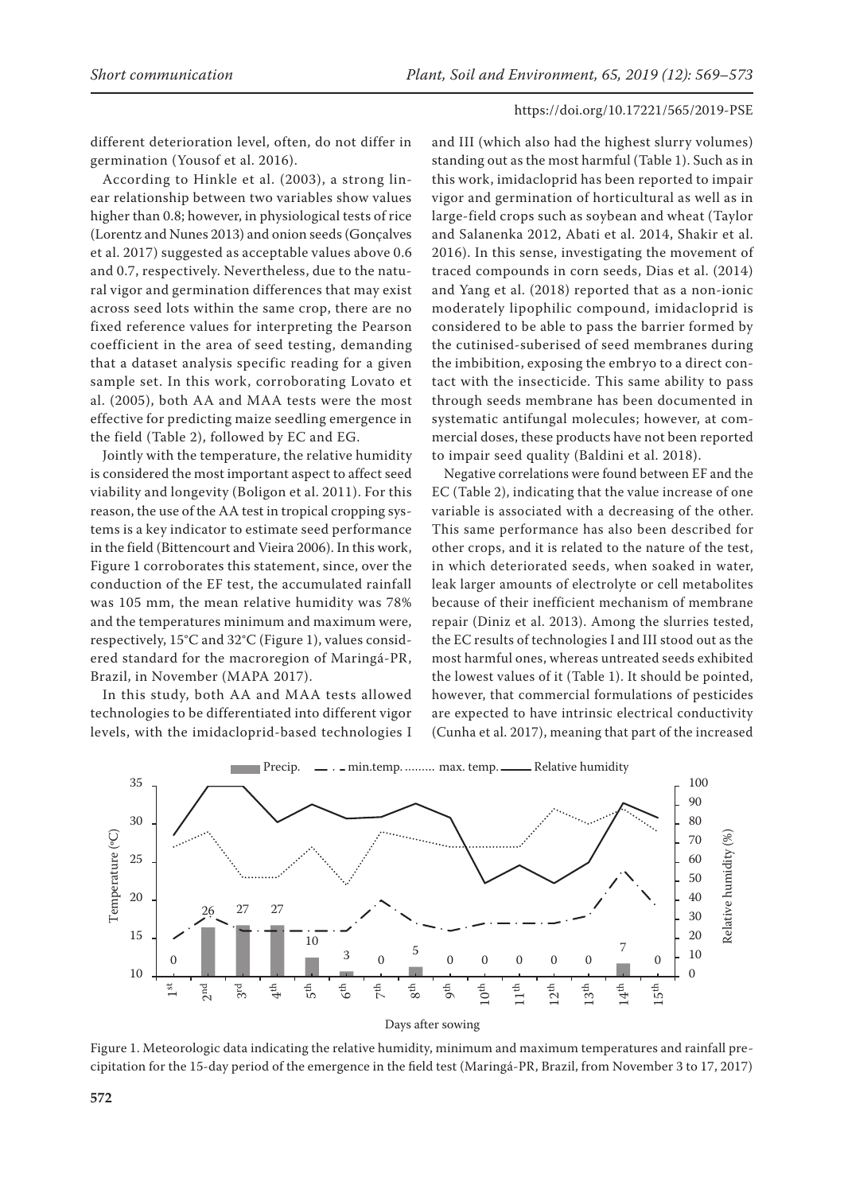different deterioration level, often, do not differ in germination (Yousof et al. 2016).

According to Hinkle et al. (2003), a strong linear relationship between two variables show values higher than 0.8; however, in physiological tests of rice (Lorentz and Nunes 2013) and onion seeds (Gonçalves et al. 2017) suggested as acceptable values above 0.6 and 0.7, respectively. Nevertheless, due to the natural vigor and germination differences that may exist across seed lots within the same crop, there are no fixed reference values for interpreting the Pearson coefficient in the area of seed testing, demanding that a dataset analysis specific reading for a given sample set. In this work, corroborating Lovato et al. (2005), both AA and MAA tests were the most effective for predicting maize seedling emergence in the field (Table 2), followed by EC and EG.

Jointly with the temperature, the relative humidity is considered the most important aspect to affect seed viability and longevity (Boligon et al. 2011). For this reason, the use of the AA test in tropical cropping systems is a key indicator to estimate seed performance in the field (Bittencourt and Vieira 2006). In this work, Figure 1 corroborates this statement, since, over the conduction of the EF test, the accumulated rainfall was 105 mm, the mean relative humidity was 78% and the temperatures minimum and maximum were, respectively, 15°C and 32°C (Figure 1), values considered standard for the macroregion of Maringá-PR, Brazil, in November (MAPA 2017).

In this study, both AA and MAA tests allowed technologies to be differentiated into different vigor levels, with the imidacloprid-based technologies I and III (which also had the highest slurry volumes) standing out as the most harmful (Table 1). Such as in this work, imidacloprid has been reported to impair vigor and germination of horticultural as well as in large-field crops such as soybean and wheat (Taylor and Salanenka 2012, Abati et al. 2014, Shakir et al. 2016). In this sense, investigating the movement of traced compounds in corn seeds, Dias et al. (2014) and Yang et al. (2018) reported that as a non-ionic moderately lipophilic compound, imidacloprid is considered to be able to pass the barrier formed by the cutinised-suberised of seed membranes during the imbibition, exposing the embryo to a direct contact with the insecticide. This same ability to pass through seeds membrane has been documented in systematic antifungal molecules; however, at commercial doses, these products have not been reported to impair seed quality (Baldini et al. 2018).

Negative correlations were found between EF and the EC (Table 2), indicating that the value increase of one variable is associated with a decreasing of the other. This same performance has also been described for other crops, and it is related to the nature of the test, in which deteriorated seeds, when soaked in water, leak larger amounts of electrolyte or cell metabolites because of their inefficient mechanism of membrane repair (Diniz et al. 2013). Among the slurries tested, the EC results of technologies I and III stood out as the most harmful ones, whereas untreated seeds exhibited the lowest values of it (Table 1). It should be pointed, however, that commercial formulations of pesticides are expected to have intrinsic electrical conductivity (Cunha et al. 2017), meaning that part of the increased

Figure 1. Meteorologic data indicating the relative humidity, minimum and maximum temperatures and rainfall precipitation for the 15-day period of the emergence in the field test (Maringá-PR, Brazil, from November 3 to 17, 2017)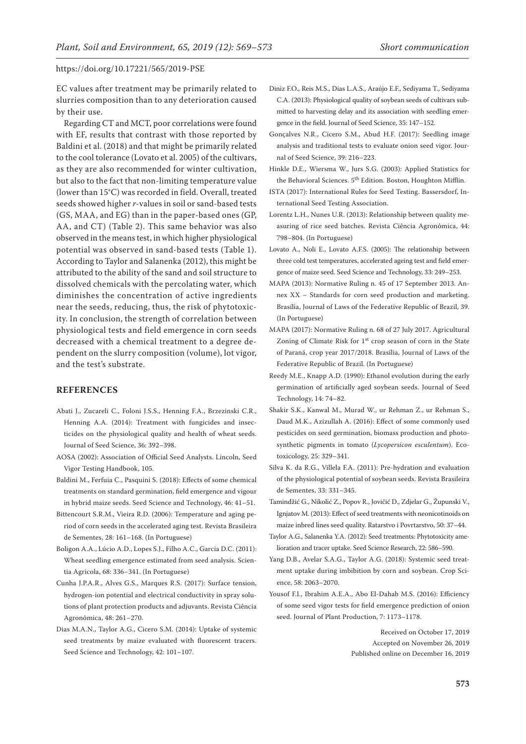EC values after treatment may be primarily related to slurries composition than to any deterioration caused by their use.

Regarding CT and MCT, poor correlations were found with EF, results that contrast with those reported by Baldini et al. (2018) and that might be primarily related to the cool tolerance (Lovato et al. 2005) of the cultivars, as they are also recommended for winter cultivation, but also to the fact that non-limiting temperature value (lower than 15°C) was recorded in field. Overall, treated seeds showed higher *r*-values in soil or sand-based tests (GS, MAA, and EG) than in the paper-based ones (GP, AA, and CT) (Table 2). This same behavior was also observed in the means test, in which higher physiological potential was observed in sand-based tests (Table 1). According to Taylor and Salanenka (2012), this might be attributed to the ability of the sand and soil structure to dissolved chemicals with the percolating water, which diminishes the concentration of active ingredients near the seeds, reducing, thus, the risk of phytotoxicity. In conclusion, the strength of correlation between physiological tests and field emergence in corn seeds decreased with a chemical treatment to a degree dependent on the slurry composition (volume), lot vigor, and the test's substrate.

## REFERENCES

Abati J., Zucareli C., Foloni J.S.S., Henning F.A., Brzezinski C.R., Henning A.A. (2014): Treatment with fungicides and insecticides on the physiological quality and health of wheat seeds. Journal of Seed Science, 36: 392–398.

AOSA (2002): Association of Official Seed Analysts. Lincoln, Seed Vigor Testing Handbook, 105.

Baldini M., Ferfuia C., Pasquini S. (2018): Effects of some chemical treatments on standard germination, field emergence and vigour in hybrid maize seeds. Seed Science and Technology, 46: 41–51.

Bittencourt S.R.M., Vieira R.D. (2006): Temperature and aging period of corn seeds in the accelerated aging test. Revista Brasileira de Sementes, 28: 161–168. (In Portuguese)

Boligon A.A., Lúcio A.D., Lopes S.J., Filho A.C., Garcia D.C. (2011): Wheat seedling emergence estimated from seed analysis. Scientia Agricola, 68: 336–341. (In Portuguese)

Cunha J.P.A.R., Alves G.S., Marques R.S. (2017): Surface tension, hydrogen-ion potential and electrical conductivity in spray solutions of plant protection products and adjuvants. Revista Ciência Agronômica, 48: 261–270.

Dias M.A.N., Taylor A.G., Cicero S.M. (2014): Uptake of systemic seed treatments by maize evaluated with fluorescent tracers. Seed Science and Technology, 42: 101–107.

Diniz F.O., Reis M.S., Dias L.A.S., Araújo E.F., Sediyama T., Sediyama C.A. (2013): Physiological quality of soybean seeds of cultivars submitted to harvesting delay and its association with seedling emergence in the field. Journal of Seed Science, 35: 147–152.

Gonçalves N.R., Cicero S.M., Abud H.F. (2017): Seedling image analysis and traditional tests to evaluate onion seed vigor. Journal of Seed Science, 39: 216–223.

Hinkle D.E., Wiersma W., Jurs S.G. (2003): Applied Statistics for the Behavioral Sciences. 5th Edition. Boston, Houghton Mifflin.

ISTA (2017): International Rules for Seed Testing. Bassersdorf, International Seed Testing Association.

Lorentz L.H., Nunes U.R. (2013): Relationship between quality measuring of rice seed batches. Revista Ciência Agronômica, 44: 798–804. (In Portuguese)

Lovato A., Noli E., Lovato A.F.S. (2005): The relationship between three cold test temperatures, accelerated ageing test and field emergence of maize seed. Seed Science and Technology, 33: 249–253.

MAPA (2013): Normative Ruling n. 45 of 17 September 2013. Annex XX – Standards for corn seed production and marketing. Brasília, Journal of Laws of the Federative Republic of Brazil, 39. (In Portuguese)

MAPA (2017): Normative Ruling n. 68 of 27 July 2017. Agricultural Zoning of Climate Risk for 1st crop season of corn in the State of Paraná, crop year 2017/2018. Brasília, Journal of Laws of the Federative Republic of Brazil. (In Portuguese)

Reedy M.E., Knapp A.D. (1990): Ethanol evolution during the early germination of artificially aged soybean seeds. Journal of Seed Technology, 14: 74–82.

Shakir S.K., Kanwal M., Murad W., ur Rehman Z., ur Rehman S., Daud M.K., Azizullah A. (2016): Effect of some commonly used pesticides on seed germination, biomass production and photosynthetic pigments in tomato (*Lycopersicon esculentum*). Ecotoxicology, 25: 329–341.

Silva K. da R.G., Villela F.A. (2011): Pre-hydration and evaluation of the physiological potential of soybean seeds. Revista Brasileira de Sementes, 33: 331–345.

Tamindžić G., Nikolić Z., Popov R., Jovičić D., Zdjelar G., Župunski V., Ignjatov M. (2013): Effect of seed treatments with neonicotinoids on maize inbred lines seed quality. Ratarstvo i Povrtarstvo, 50: 37–44.

Taylor A.G., Salanenka Y.A. (2012): Seed treatments: Phytotoxicity amelioration and tracer uptake. Seed Science Research, 22: 586–590.

Yang D.B., Avelar S.A.G., Taylor A.G. (2018): Systemic seed treatment uptake during imbibition by corn and soybean. Crop Science, 58: 2063–2070.

Yousof F.I., Ibrahim A.E.A., Abo El-Dahab M.S. (2016): Efficiency of some seed vigor tests for field emergence prediction of onion seed. Journal of Plant Production, 7: 1173–1178.

Received on October 17, 2019
Accepted on November 26, 2019
Published online on December 16, 2019